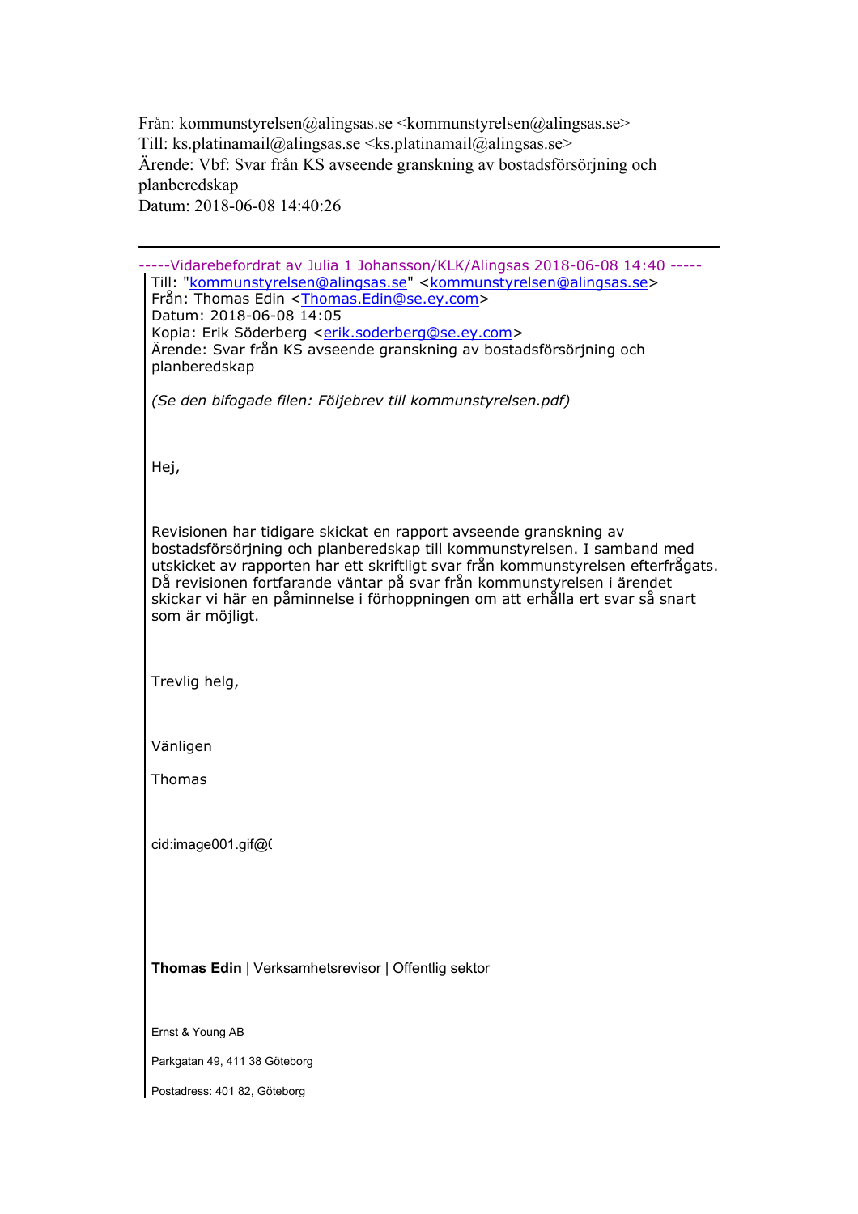Från: kommunstyrelsen@alingsas.se <kommunstyrelsen@alingsas.se>
Till: ks.platinamail@alingsas.se <ks.platinamail@alingsas.se>
Ärende: Vbf: Svar från KS avseende granskning av bostadsförsörjning och planberedskap
Datum: 2018-06-08 14:40:26

---

-----Vidarebefordrat av Julia 1 Johansson/KLK/Alingsas 2018-06-08 14:40 -----

Till: "kommunstyrelsen@alingsas.se" <kommunstyrelsen@alingsas.se>
Från: Thomas Edin <Thomas.Edin@se.ey.com>
Datum: 2018-06-08 14:05
Kopia: Erik Söderberg <erik.soderberg@se.ey.com>
Ärende: Svar från KS avseende granskning av bostadsförsörjning och planberedskap

*(Se den bifogade filen: Följebrev till kommunstyrelsen.pdf)*

Hej,

Revisionen har tidigare skickat en rapport avseende granskning av bostadsförsörjning och planberedskap till kommunstyrelsen. I samband med utskicket av rapporten har ett skriftligt svar från kommunstyrelsen efterfrågats. Då revisionen fortfarande väntar på svar från kommunstyrelsen i ärendet skickar vi här en påminnelse i förhoppningen om att erhålla ert svar så snart som är möjligt.

Trevlig helg,

Vänligen

Thomas

cid:image001.gif@(

**Thomas Edin** | Verksamhetsrevisor | Offentlig sektor

Ernst & Young AB

Parkgatan 49, 411 38 Göteborg

Postadress: 401 82, Göteborg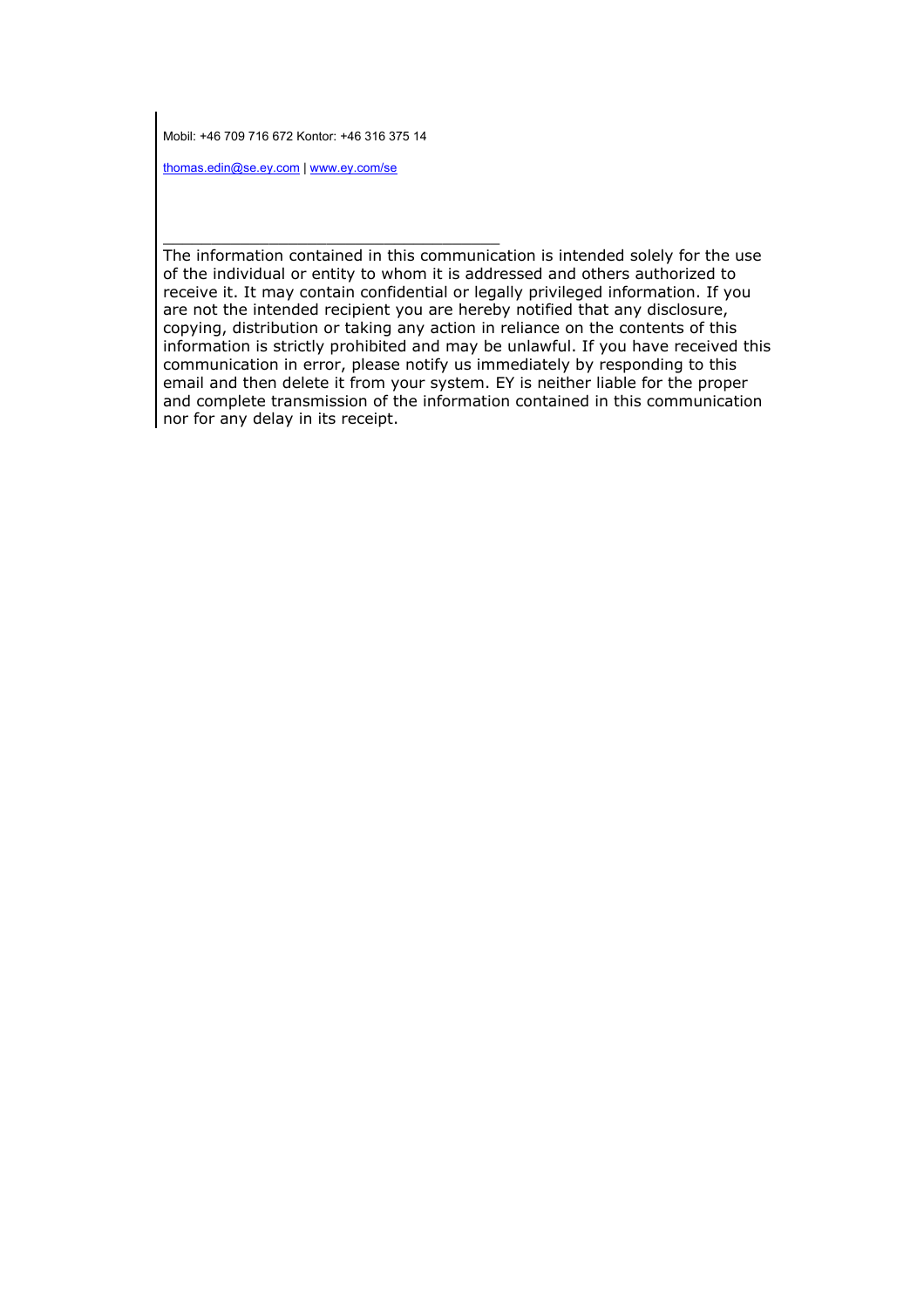Mobil: +46 709 716 672 Kontor: +46 316 375 14

thomas.edin@se.ey.com | www.ey.com/se

---

The information contained in this communication is intended solely for the use of the individual or entity to whom it is addressed and others authorized to receive it. It may contain confidential or legally privileged information. If you are not the intended recipient you are hereby notified that any disclosure, copying, distribution or taking any action in reliance on the contents of this information is strictly prohibited and may be unlawful. If you have received this communication in error, please notify us immediately by responding to this email and then delete it from your system. EY is neither liable for the proper and complete transmission of the information contained in this communication nor for any delay in its receipt.